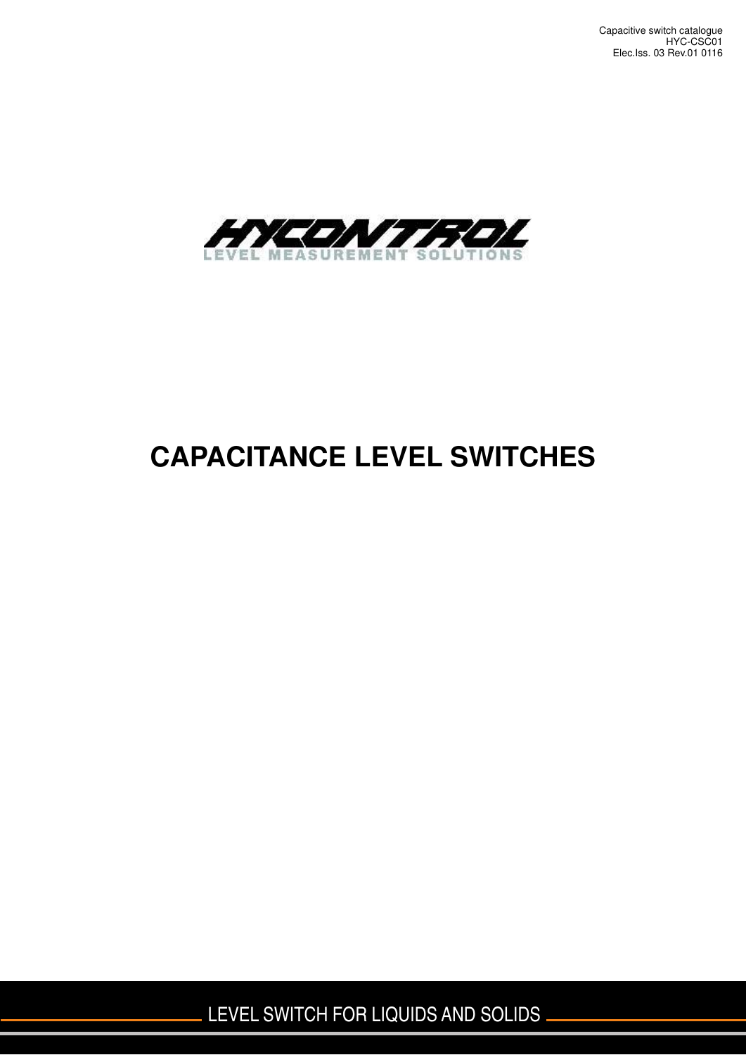Capacitive switch catalogue
HYC-CSC01
Elec.Iss. 03 Rev.01 0116

HYCONTROL
LEVEL MEASUREMENT SOLUTIONS

# CAPACITANCE LEVEL SWITCHES

LEVEL SWITCH FOR LIQUIDS AND SOLIDS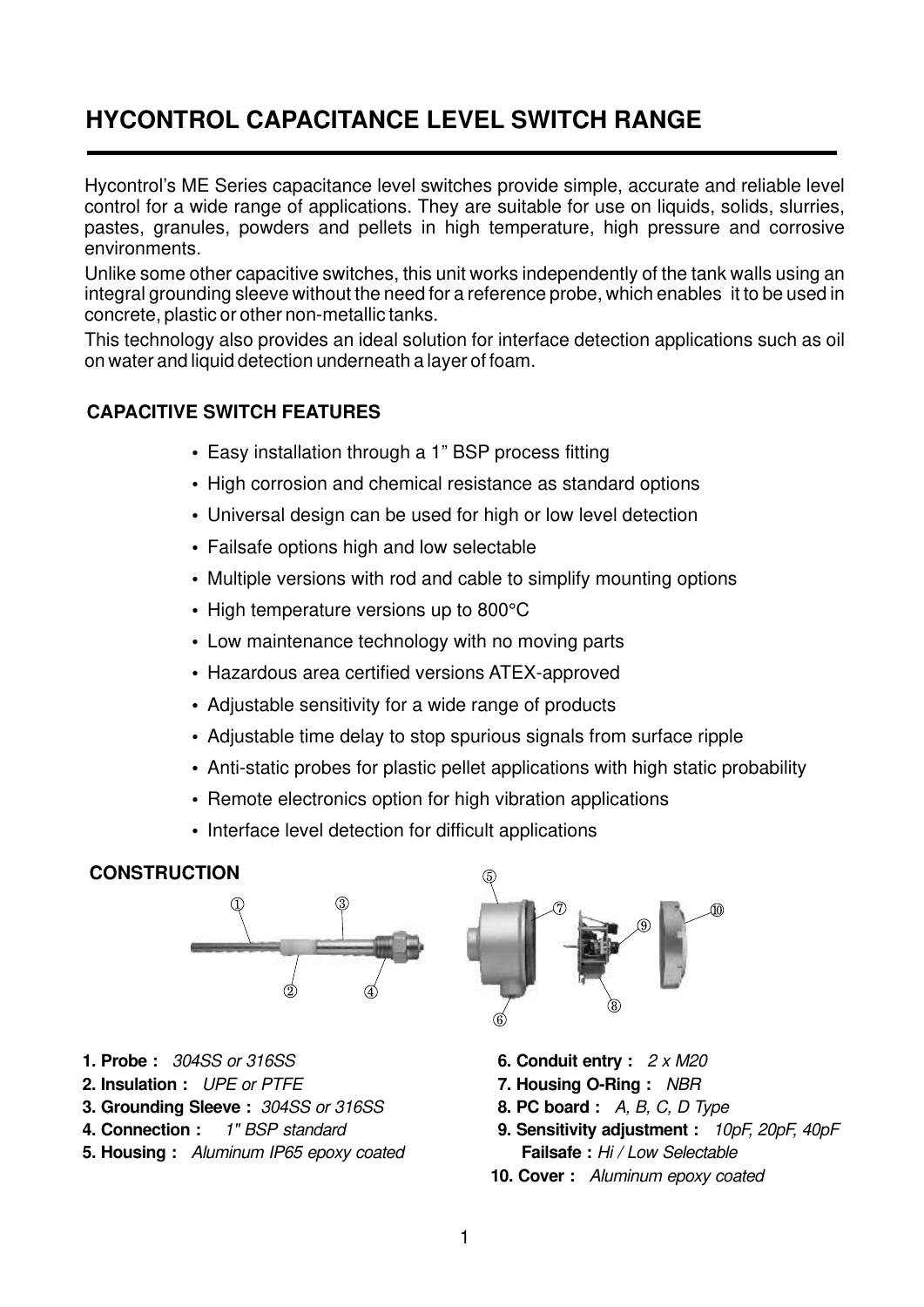# HYCONTROL CAPACITANCE LEVEL SWITCH RANGE

Hycontrol's ME Series capacitance level switches provide simple, accurate and reliable level control for a wide range of applications. They are suitable for use on liquids, solids, slurries, pastes, granules, powders and pellets in high temperature, high pressure and corrosive environments.

Unlike some other capacitive switches, this unit works independently of the tank walls using an integral grounding sleeve without the need for a reference probe, which enables it to be used in concrete, plastic or other non-metallic tanks.

This technology also provides an ideal solution for interface detection applications such as oil on water and liquid detection underneath a layer of foam.

## CAPACITIVE SWITCH FEATURES

- Easy installation through a 1" BSP process fitting
- High corrosion and chemical resistance as standard options
- Universal design can be used for high or low level detection
- Failsafe options high and low selectable
- Multiple versions with rod and cable to simplify mounting options
- High temperature versions up to 800°C
- Low maintenance technology with no moving parts
- Hazardous area certified versions ATEX-approved
- Adjustable sensitivity for a wide range of products
- Adjustable time delay to stop spurious signals from surface ripple
- Anti-static probes for plastic pellet applications with high static probability
- Remote electronics option for high vibration applications
- Interface level detection for difficult applications

## CONSTRUCTION

**1. Probe :** *304SS or 316SS*
**2. Insulation :** *UPE or PTFE*
**3. Grounding Sleeve :** *304SS or 316SS*
**4. Connection :** *1" BSP standard*
**5. Housing :** *Aluminum IP65 epoxy coated*
**6. Conduit entry :** *2 x M20*
**7. Housing O-Ring :** *NBR*
**8. PC board :** *A, B, C, D Type*
**9. Sensitivity adjustment :** *10pF, 20pF, 40pF*
**Failsafe :** *Hi / Low Selectable*
**10. Cover :** *Aluminum epoxy coated*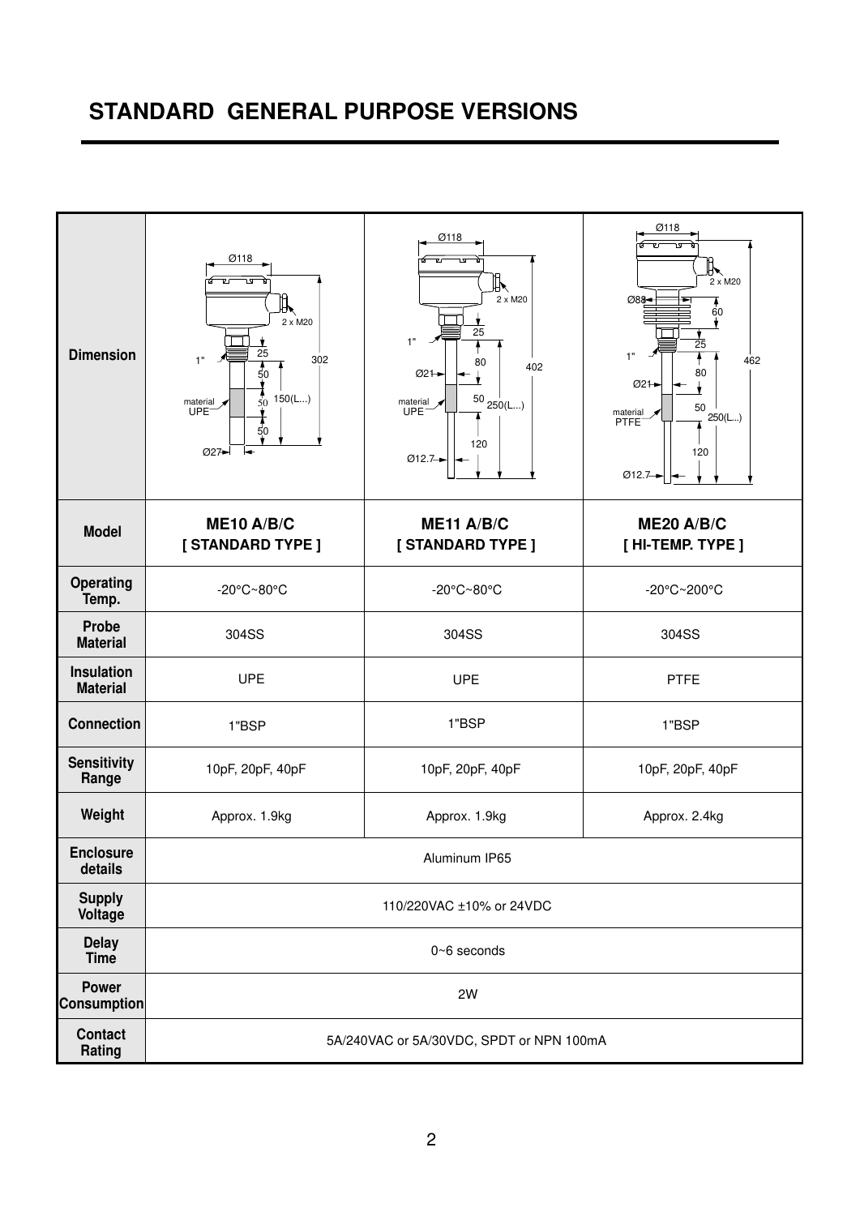# STANDARD GENERAL PURPOSE VERSIONS

| | | | |
|---|---|---|---|
| **Dimension** | Ø118, 2 x M20, 1", 25, 50, 50, 50, 150(L...), 302, material UPE, Ø27 | Ø118, 2 x M20, 1", 25, 80, 50, 120, 250(L...), 402, Ø21, material UPE, Ø12.7 | Ø118, 2 x M20, Ø88, 60, 1", 25, 80, 50, 120, 250(L...), 462, Ø21, material PTFE, Ø12.7 |
| **Model** | **ME10 A/B/C [ STANDARD TYPE ]** | **ME11 A/B/C [ STANDARD TYPE ]** | **ME20 A/B/C [ HI-TEMP. TYPE ]** |
| **Operating Temp.** | -20°C~80°C | -20°C~80°C | -20°C~200°C |
| **Probe Material** | 304SS | 304SS | 304SS |
| **Insulation Material** | UPE | UPE | PTFE |
| **Connection** | 1"BSP | 1"BSP | 1"BSP |
| **Sensitivity Range** | 10pF, 20pF, 40pF | 10pF, 20pF, 40pF | 10pF, 20pF, 40pF |
| **Weight** | Approx. 1.9kg | Approx. 1.9kg | Approx. 2.4kg |
| **Enclosure details** | Aluminum IP65 | | |
| **Supply Voltage** | 110/220VAC ±10% or 24VDC | | |
| **Delay Time** | 0~6 seconds | | |
| **Power Consumption** | 2W | | |
| **Contact Rating** | 5A/240VAC or 5A/30VDC, SPDT or NPN 100mA | | |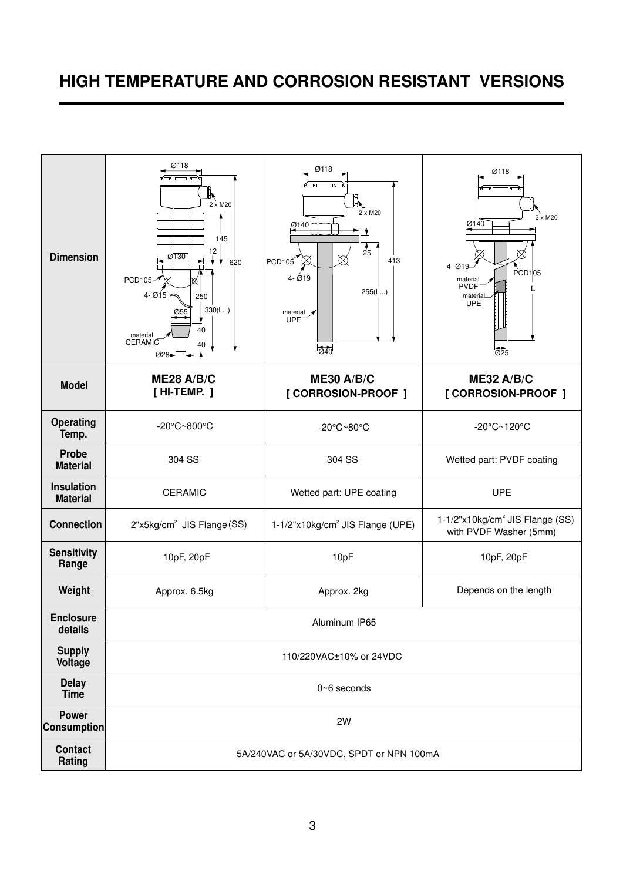# HIGH TEMPERATURE AND CORROSION RESISTANT VERSIONS

| | | | |
|---|---|---|---|
| **Dimension** | Ø118, 2 x M20, 145, 12, Ø130, 620, PCD105, 4- Ø15, 250, Ø55, 330(L...), 40, material CERAMIC, 40, Ø28 | Ø118, 2 x M20, Ø140, 25, PCD105, 413, 4- Ø19, 255(L...), material UPE, Ø40 | Ø118, 2 x M20, Ø140, 4- Ø19, PCD105, material PVDF, L, material UPE, Ø25 |
| **Model** | **ME28 A/B/C [ HI-TEMP. ]** | **ME30 A/B/C [ CORROSION-PROOF ]** | **ME32 A/B/C [ CORROSION-PROOF ]** |
| **Operating Temp.** | -20°C~800°C | -20°C~80°C | -20°C~120°C |
| **Probe Material** | 304 SS | 304 SS | Wetted part: PVDF coating |
| **Insulation Material** | CERAMIC | Wetted part: UPE coating | UPE |
| **Connection** | 2"x5kg/cm$^2$ JIS Flange (SS) | 1-1/2"x10kg/cm$^2$ JIS Flange (UPE) | 1-1/2"x10kg/cm$^2$ JIS Flange (SS) with PVDF Washer (5mm) |
| **Sensitivity Range** | 10pF, 20pF | 10pF | 10pF, 20pF |
| **Weight** | Approx. 6.5kg | Approx. 2kg | Depends on the length |
| **Enclosure details** | Aluminum IP65 | | |
| **Supply Voltage** | 110/220VAC±10% or 24VDC | | |
| **Delay Time** | 0~6 seconds | | |
| **Power Consumption** | 2W | | |
| **Contact Rating** | 5A/240VAC or 5A/30VDC, SPDT or NPN 100mA | | |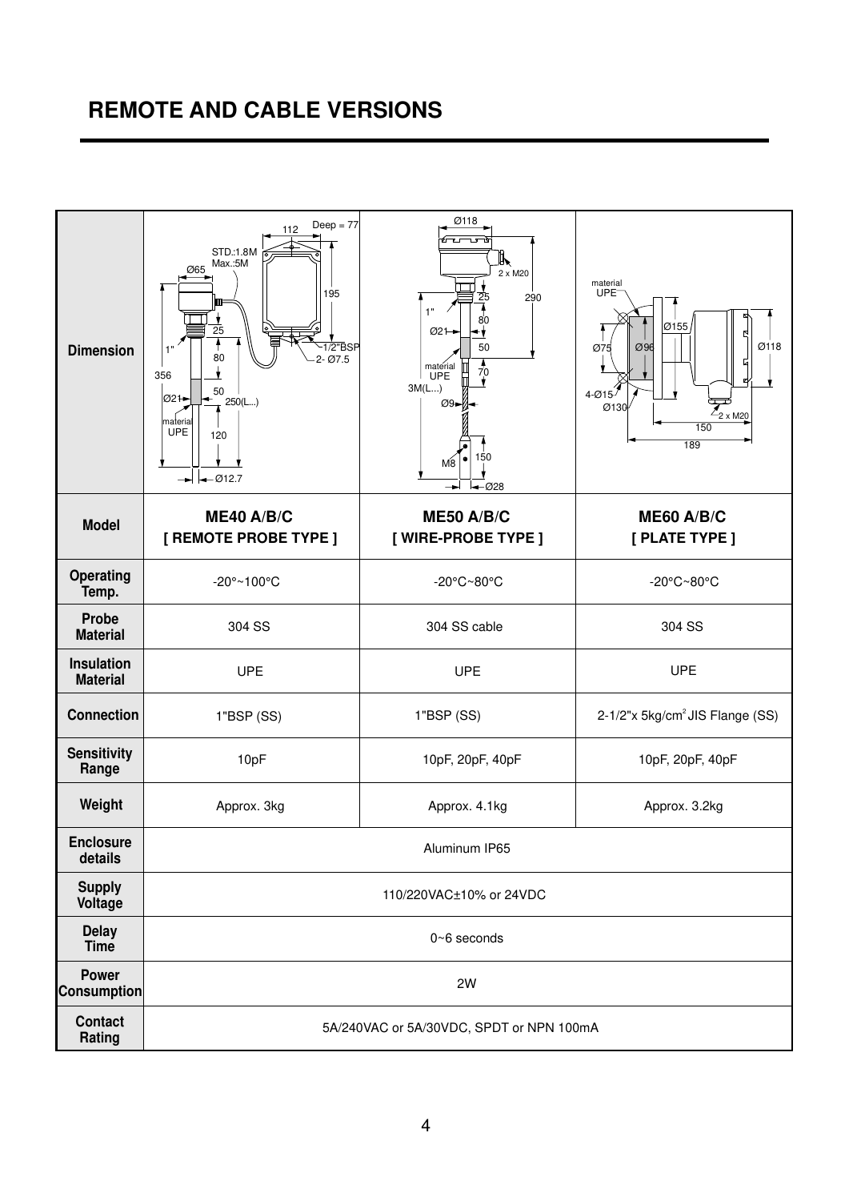## REMOTE AND CABLE VERSIONS

| | | | |
|---|---|---|---|
| **Dimension** | | | |
| **Model** | **ME40 A/B/C [ REMOTE PROBE TYPE ]** | **ME50 A/B/C [ WIRE-PROBE TYPE ]** | **ME60 A/B/C [ PLATE TYPE ]** |
| **Operating Temp.** | -20°~100°C | -20°C~80°C | -20°C~80°C |
| **Probe Material** | 304 SS | 304 SS cable | 304 SS |
| **Insulation Material** | UPE | UPE | UPE |
| **Connection** | 1"BSP (SS) | 1"BSP (SS) | 2-1/2"x 5kg/cm$^2$ JIS Flange (SS) |
| **Sensitivity Range** | 10pF | 10pF, 20pF, 40pF | 10pF, 20pF, 40pF |
| **Weight** | Approx. 3kg | Approx. 4.1kg | Approx. 3.2kg |
| **Enclosure details** | Aluminum IP65 | | |
| **Supply Voltage** | 110/220VAC±10% or 24VDC | | |
| **Delay Time** | 0~6 seconds | | |
| **Power Consumption** | 2W | | |
| **Contact Rating** | 5A/240VAC or 5A/30VDC, SPDT or NPN 100mA | | |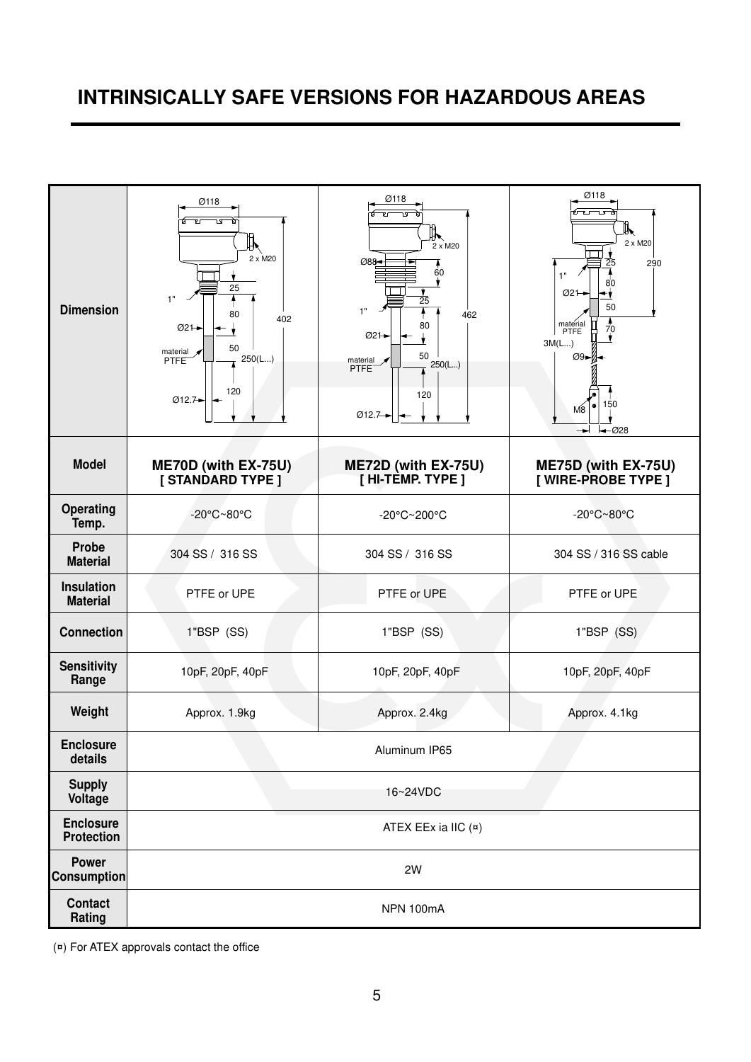# INTRINSICALLY SAFE VERSIONS FOR HAZARDOUS AREAS

| | | | |
|---|---|---|---|
| **Dimension** | Ø118, 2 x M20, 25, 1", 80, 402, Ø21, 50, material PTFE, 250(L...), 120, Ø12.7 | Ø118, 2 x M20, Ø88, 60, 25, 1", 80, 462, Ø21, 50, material PTFE, 250(L...), 120, Ø12.7 | Ø118, 2 x M20, 25, 290, 1", 80, Ø21, 50, material PTFE, 70, 3M(L...), Ø9, 150, M8, Ø28 |
| **Model** | **ME70D (with EX-75U) [ STANDARD TYPE ]** | **ME72D (with EX-75U) [ HI-TEMP. TYPE ]** | **ME75D (with EX-75U) [ WIRE-PROBE TYPE ]** |
| **Operating Temp.** | -20°C~80°C | -20°C~200°C | -20°C~80°C |
| **Probe Material** | 304 SS / 316 SS | 304 SS / 316 SS | 304 SS / 316 SS cable |
| **Insulation Material** | PTFE or UPE | PTFE or UPE | PTFE or UPE |
| **Connection** | 1"BSP (SS) | 1"BSP (SS) | 1"BSP (SS) |
| **Sensitivity Range** | 10pF, 20pF, 40pF | 10pF, 20pF, 40pF | 10pF, 20pF, 40pF |
| **Weight** | Approx. 1.9kg | Approx. 2.4kg | Approx. 4.1kg |
| **Enclosure details** | Aluminum IP65 | | |
| **Supply Voltage** | 16~24VDC | | |
| **Enclosure Protection** | ATEX EEx ia IIC (¤) | | |
| **Power Consumption** | 2W | | |
| **Contact Rating** | NPN 100mA | | |

(¤) For ATEX approvals contact the office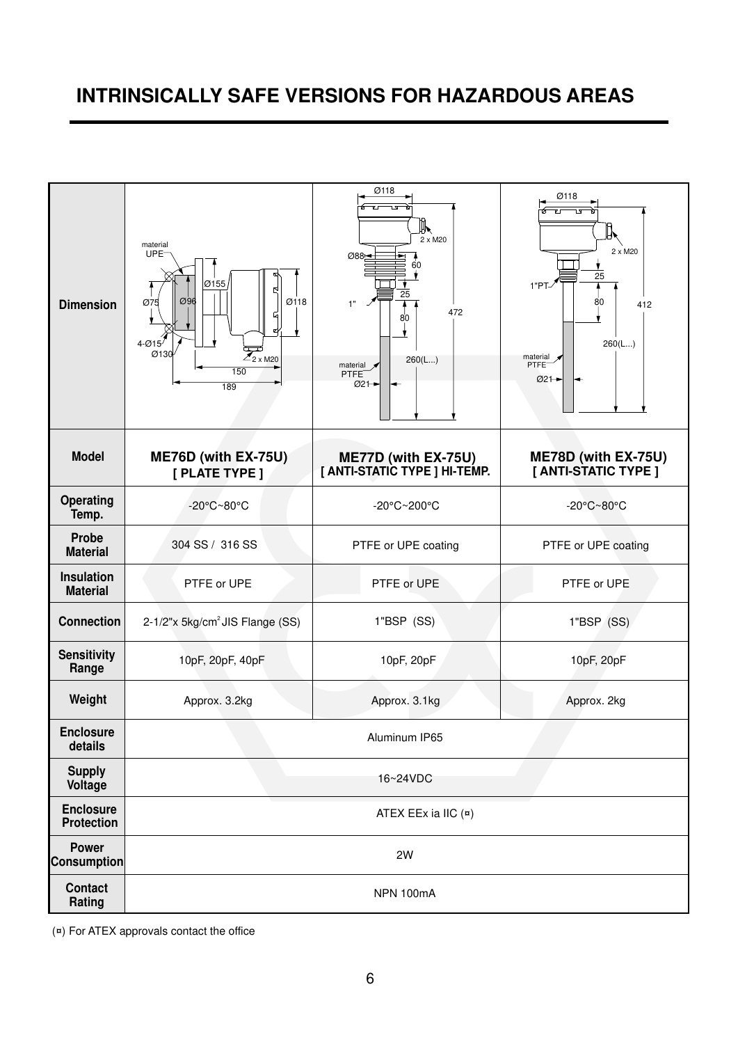# INTRINSICALLY SAFE VERSIONS FOR HAZARDOUS AREAS

| | | | |
|---|---|---|---|
| **Dimension** | material UPE, Ø75, Ø96, Ø155, Ø118, 4-Ø15, Ø130, 2 x M20, 150, 189 | Ø118, 2 x M20, Ø88, 60, 25, 1", 80, 472, 260(L...), material PTFE, Ø21 | Ø118, 2 x M20, 25, 1"PT, 80, 412, 260(L...), material PTFE, Ø21 |
| **Model** | **ME76D (with EX-75U) [ PLATE TYPE ]** | **ME77D (with EX-75U) [ ANTI-STATIC TYPE ] HI-TEMP.** | **ME78D (with EX-75U) [ ANTI-STATIC TYPE ]** |
| **Operating Temp.** | -20°C~80°C | -20°C~200°C | -20°C~80°C |
| **Probe Material** | 304 SS / 316 SS | PTFE or UPE coating | PTFE or UPE coating |
| **Insulation Material** | PTFE or UPE | PTFE or UPE | PTFE or UPE |
| **Connection** | 2-1/2"x 5kg/cm² JIS Flange (SS) | 1"BSP (SS) | 1"BSP (SS) |
| **Sensitivity Range** | 10pF, 20pF, 40pF | 10pF, 20pF | 10pF, 20pF |
| **Weight** | Approx. 3.2kg | Approx. 3.1kg | Approx. 2kg |
| **Enclosure details** | Aluminum IP65 | | |
| **Supply Voltage** | 16~24VDC | | |
| **Enclosure Protection** | ATEX EEx ia IIC (¤) | | |
| **Power Consumption** | 2W | | |
| **Contact Rating** | NPN 100mA | | |

(¤) For ATEX approvals contact the office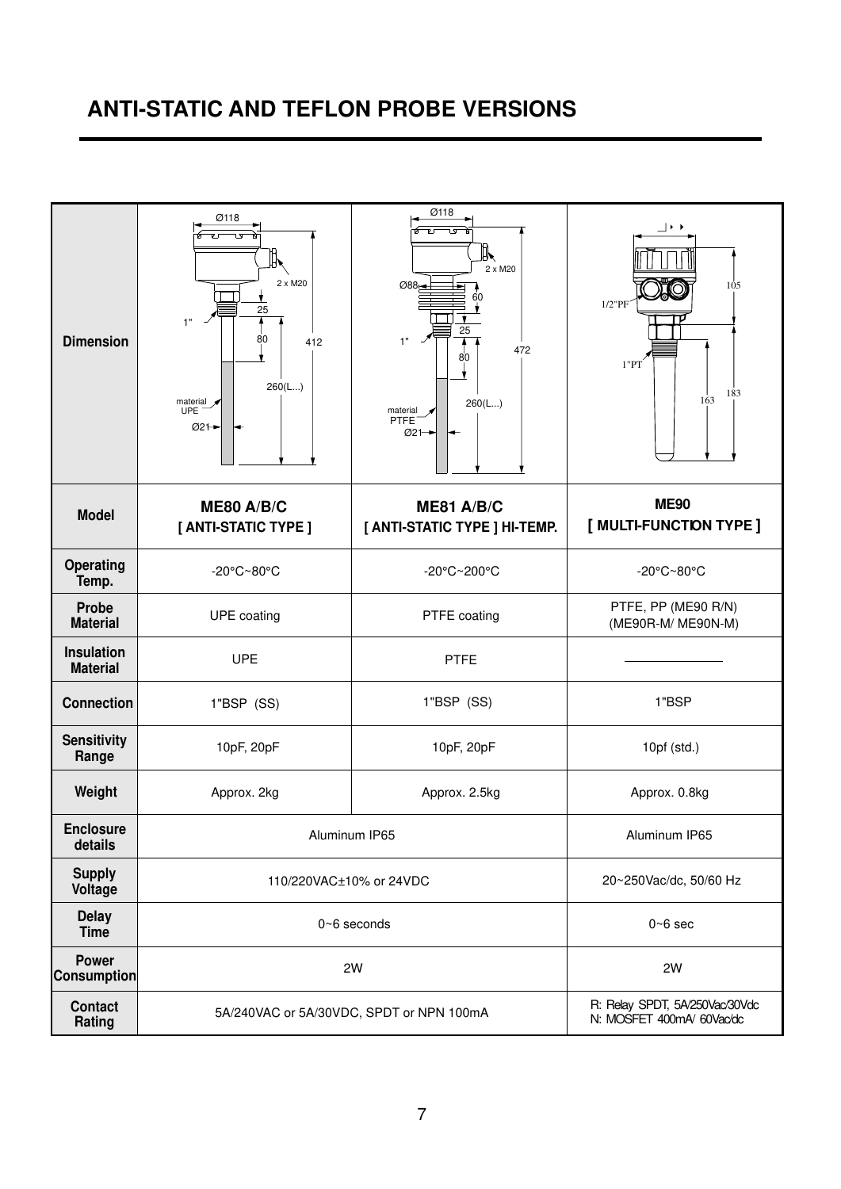## ANTI-STATIC AND TEFLON PROBE VERSIONS

| | | | |
|---|---|---|---|
| **Dimension** | Ø118, 2 x M20, 25, 1", 80, 412, 260(L...), material UPE, Ø21 | Ø118, 2 x M20, Ø88, 60, 25, 1", 80, 472, 260(L...), material PTFE, Ø21 | 105, 1/2"PF, 1"PT, 163, 183 |
| **Model** | **ME80 A/B/C [ ANTI-STATIC TYPE ]** | **ME81 A/B/C [ ANTI-STATIC TYPE ] HI-TEMP.** | **ME90 [ MULTI-FUNCTION TYPE ]** |
| **Operating Temp.** | -20°C~80°C | -20°C~200°C | -20°C~80°C |
| **Probe Material** | UPE coating | PTFE coating | PTFE, PP (ME90 R/N) (ME90R-M/ ME90N-M) |
| **Insulation Material** | UPE | PTFE | ———— |
| **Connection** | 1"BSP (SS) | 1"BSP (SS) | 1"BSP |
| **Sensitivity Range** | 10pF, 20pF | 10pF, 20pF | 10pf (std.) |
| **Weight** | Approx. 2kg | Approx. 2.5kg | Approx. 0.8kg |
| **Enclosure details** | Aluminum IP65 | | Aluminum IP65 |
| **Supply Voltage** | 110/220VAC±10% or 24VDC | | 20~250Vac/dc, 50/60 Hz |
| **Delay Time** | 0~6 seconds | | 0~6 sec |
| **Power Consumption** | 2W | | 2W |
| **Contact Rating** | 5A/240VAC or 5A/30VDC, SPDT or NPN 100mA | | R: Relay SPDT, 5A/250Vac/30Vdc N: MOSFET 400mA/ 60Vac/dc |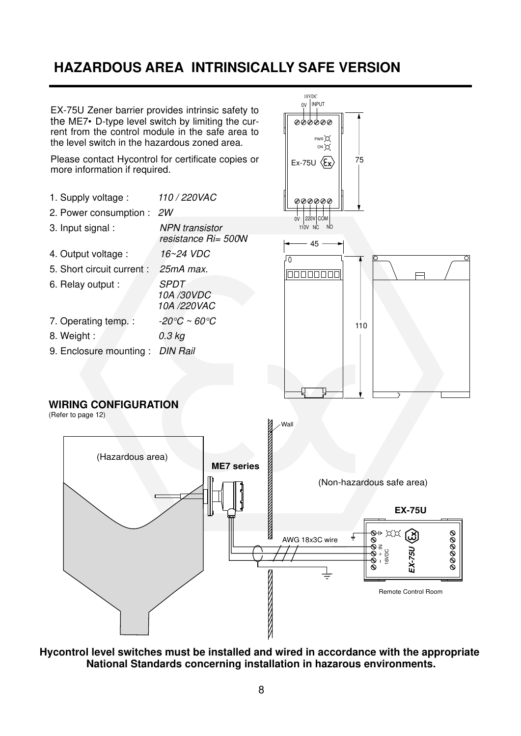# HAZARDOUS AREA INTRINSICALLY SAFE VERSION

EX-75U Zener barrier provides intrinsic safety to the ME7• D-type level switch by limiting the current from the control module in the safe area to the level switch in the hazardous zoned area.

Please contact Hycontrol for certificate copies or more information if required.

1. Supply voltage : *110 / 220VAC*
2. Power consumption : *2W*
3. Input signal : *NPN transistor resistance Ri= 500W*
4. Output voltage : *16~24 VDC*
5. Short circuit current : *25mA max.*
6. Relay output : *SPDT 10A /30VDC 10A /220VAC*
7. Operating temp. : *-20°C ~ 60°C*
8. Weight : *0.3 kg*
9. Enclosure mounting : *DIN Rail*

## WIRING CONFIGURATION

(Refer to page 12)

**Hycontrol level switches must be installed and wired in accordance with the appropriate National Standards concerning installation in hazarous environments.**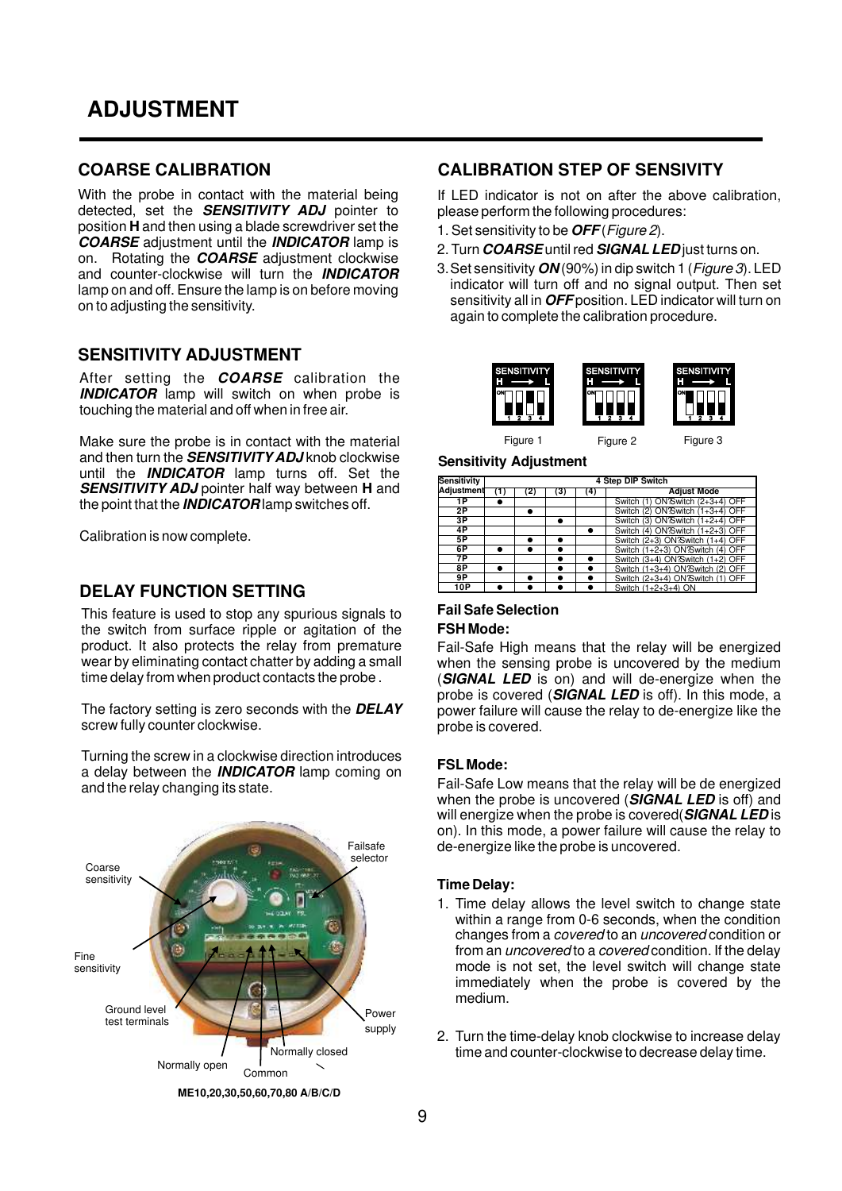# ADJUSTMENT

## COARSE CALIBRATION

With the probe in contact with the material being detected, set the ***SENSITIVITY ADJ*** pointer to position **H** and then using a blade screwdriver set the ***COARSE*** adjustment until the ***INDICATOR*** lamp is on. Rotating the ***COARSE*** adjustment clockwise and counter-clockwise will turn the ***INDICATOR*** lamp on and off. Ensure the lamp is on before moving on to adjusting the sensitivity.

## SENSITIVITY ADJUSTMENT

After setting the ***COARSE*** calibration the ***INDICATOR*** lamp will switch on when probe is touching the material and off when in free air.

Make sure the probe is in contact with the material and then turn the ***SENSITIVITY ADJ*** knob clockwise until the ***INDICATOR*** lamp turns off. Set the ***SENSITIVITY ADJ*** pointer half way between **H** and the point that the ***INDICATOR*** lamp switches off.

Calibration is now complete.

## DELAY FUNCTION SETTING

This feature is used to stop any spurious signals to the switch from surface ripple or agitation of the product. It also protects the relay from premature wear by eliminating contact chatter by adding a small time delay from when product contacts the probe .

The factory setting is zero seconds with the ***DELAY*** screw fully counter clockwise.

Turning the screw in a clockwise direction introduces a delay between the ***INDICATOR*** lamp coming on and the relay changing its state.

Coarse sensitivity

Fine sensitivity

Ground level test terminals

Normally open

Common

Normally closed

Power supply

Failsafe selector

**ME10,20,30,50,60,70,80 A/B/C/D**

## CALIBRATION STEP OF SENSIVITY

If LED indicator is not on after the above calibration, please perform the following procedures:

1. Set sensitivity to be ***OFF*** (*Figure 2*).
2. Turn ***COARSE*** until red ***SIGNAL LED*** just turns on.
3. Set sensitivity ***ON*** (90%) in dip switch 1 (*Figure 3*). LED indicator will turn off and no signal output. Then set sensitivity all in ***OFF*** position. LED indicator will turn on again to complete the calibration procedure.

Figure 1 Figure 2 Figure 3

**Sensitivity Adjustment**

| Sensitivity Adjustment | 4 Step DIP Switch | | | | |
|---|---|---|---|---|---|
| | (1) | (2) | (3) | (4) | Adjust Mode |
| 1P | ● | | | | Switch (1) ON?Switch (2+3+4) OFF |
| 2P | | ● | | | Switch (2) ON?Switch (1+3+4) OFF |
| 3P | | | ● | | Switch (3) ON?Switch (1+2+4) OFF |
| 4P | | | | ● | Switch (4) ON?Switch (1+2+3) OFF |
| 5P | | ● | ● | | Switch (2+3) ON?Switch (1+4) OFF |
| 6P | ● | ● | ● | | Switch (1+2+3) ON?Switch (4) OFF |
| 7P | | | ● | ● | Switch (3+4) ON?Switch (1+2) OFF |
| 8P | ● | | ● | ● | Switch (1+3+4) ON?Switch (2) OFF |
| 9P | | ● | ● | ● | Switch (2+3+4) ON?Switch (1) OFF |
| 10P | ● | ● | ● | ● | Switch (1+2+3+4) ON |

**Fail Safe Selection**

**FSH Mode:**

Fail-Safe High means that the relay will be energized when the sensing probe is uncovered by the medium (***SIGNAL LED*** is on) and will de-energize when the probe is covered (***SIGNAL LED*** is off). In this mode, a power failure will cause the relay to de-energize like the probe is covered.

**FSL Mode:**

Fail-Safe Low means that the relay will be de energized when the probe is uncovered (***SIGNAL LED*** is off) and will energize when the probe is covered(***SIGNAL LED*** is on). In this mode, a power failure will cause the relay to de-energize like the probe is uncovered.

**Time Delay:**

1. Time delay allows the level switch to change state within a range from 0-6 seconds, when the condition changes from a *covered* to an *uncovered* condition or from an *uncovered* to a *covered* condition. If the delay mode is not set, the level switch will change state immediately when the probe is covered by the medium.

2. Turn the time-delay knob clockwise to increase delay time and counter-clockwise to decrease delay time.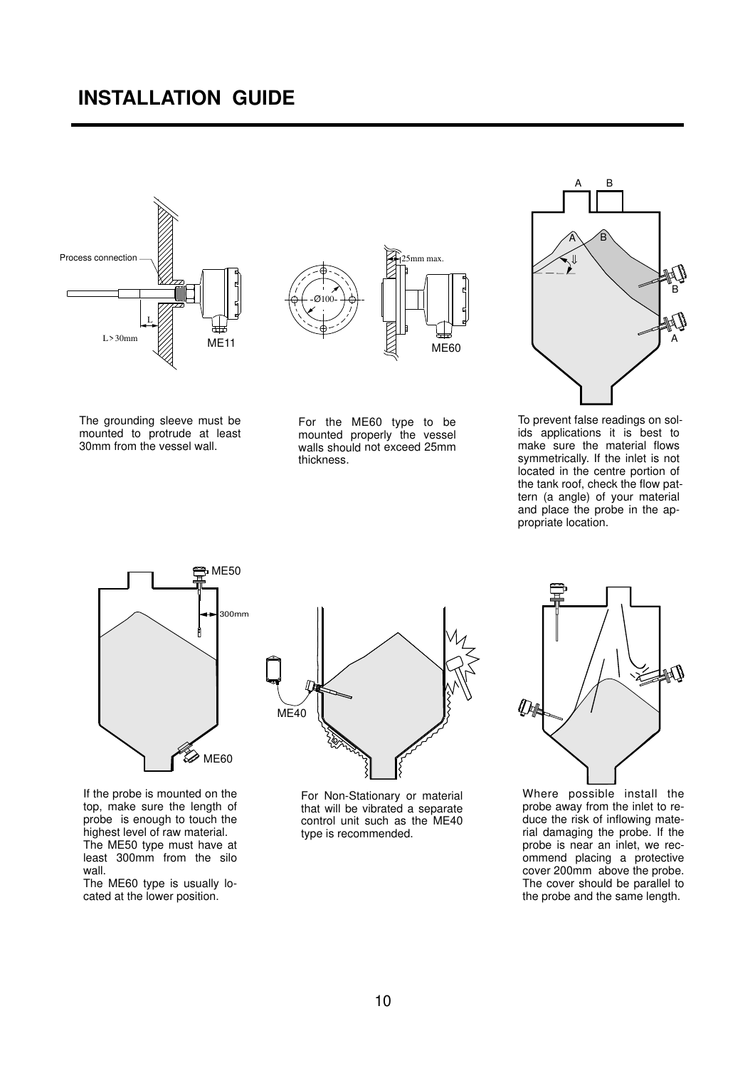# INSTALLATION GUIDE

The grounding sleeve must be mounted to protrude at least 30mm from the vessel wall.

For the ME60 type to be mounted properly the vessel walls should not exceed 25mm thickness.

To prevent false readings on solids applications it is best to make sure the material flows symmetrically. If the inlet is not located in the centre portion of the tank roof, check the flow pattern (a angle) of your material and place the probe in the appropriate location.

If the probe is mounted on the top, make sure the length of probe is enough to touch the highest level of raw material. The ME50 type must have at least 300mm from the silo wall.
The ME60 type is usually located at the lower position.

For Non-Stationary or material that will be vibrated a separate control unit such as the ME40 type is recommended.

Where possible install the probe away from the inlet to reduce the risk of inflowing material damaging the probe. If the probe is near an inlet, we recommend placing a protective cover 200mm above the probe. The cover should be parallel to the probe and the same length.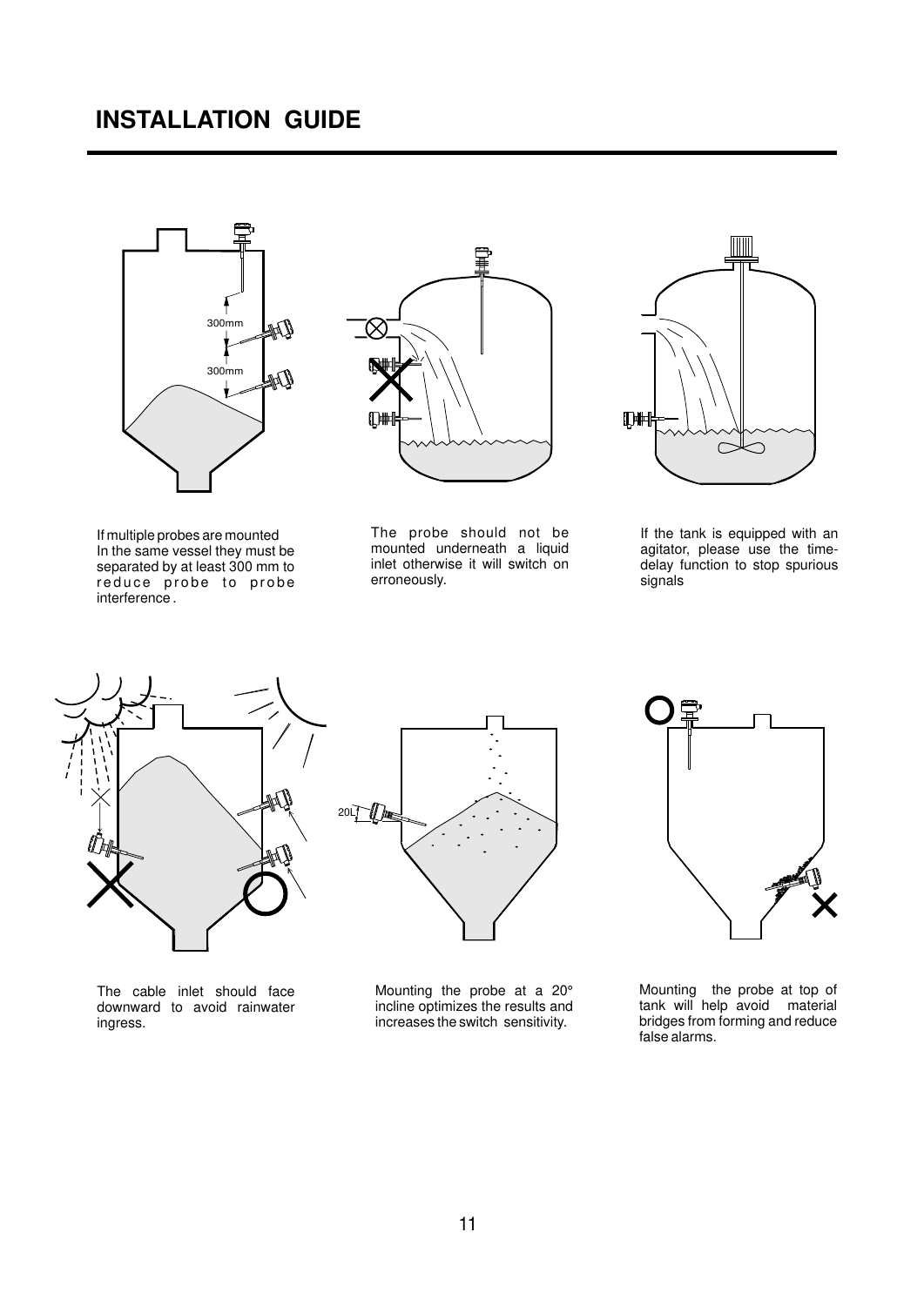# INSTALLATION GUIDE

If multiple probes are mounted In the same vessel they must be separated by at least 300 mm to reduce probe to probe interference .

The probe should not be mounted underneath a liquid inlet otherwise it will switch on erroneously.

If the tank is equipped with an agitator, please use the time-delay function to stop spurious signals

The cable inlet should face downward to avoid rainwater ingress.

Mounting the probe at a 20° incline optimizes the results and increases the switch sensitivity.

Mounting the probe at top of tank will help avoid material bridges from forming and reduce false alarms.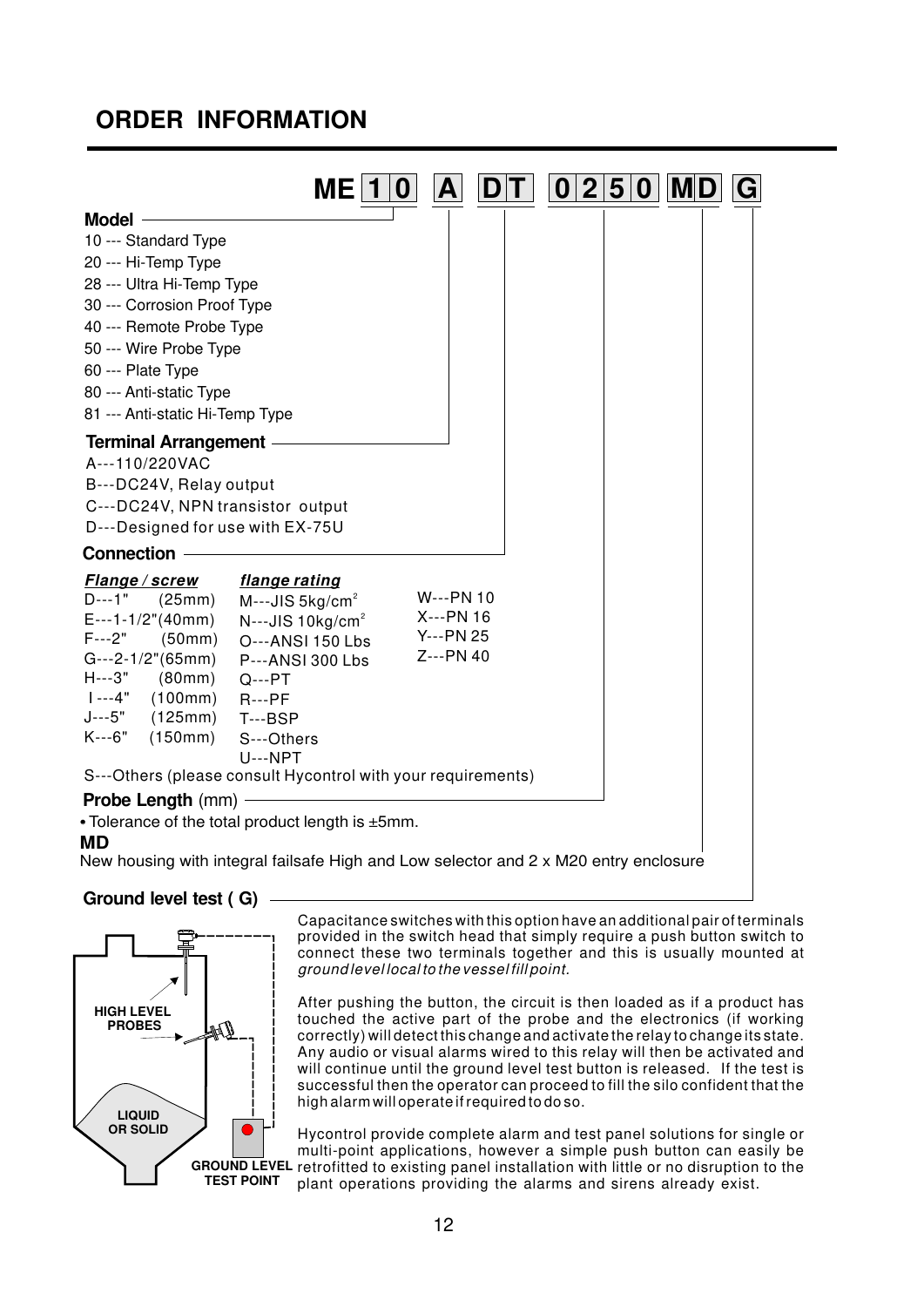# ORDER INFORMATION

**ME 1 0 A D T 0 2 5 0 MD G**

**Model**

10 --- Standard Type
20 --- Hi-Temp Type
28 --- Ultra Hi-Temp Type
30 --- Corrosion Proof Type
40 --- Remote Probe Type
50 --- Wire Probe Type
60 --- Plate Type
80 --- Anti-static Type
81 --- Anti-static Hi-Temp Type

**Terminal Arrangement**

A---110/220VAC
B---DC24V, Relay output
C---DC24V, NPN transistor output
D---Designed for use with EX-75U

**Connection**

| ***Flange / screw*** | ***flange rating*** | |
|---|---|---|
| D---1" (25mm) | M---JIS 5kg/cm$^2$ | W---PN 10 |
| E---1-1/2"(40mm) | N---JIS 10kg/cm$^2$ | X---PN 16 |
| F---2" (50mm) | O---ANSI 150 Lbs | Y---PN 25 |
| G---2-1/2"(65mm) | P---ANSI 300 Lbs | Z---PN 40 |
| H---3" (80mm) | Q---PT | |
| I ---4" (100mm) | R---PF | |
| J---5" (125mm) | T---BSP | |
| K---6" (150mm) | S---Others | |
| | U---NPT | |

S---Others (please consult Hycontrol with your requirements)

**Probe Length** (mm)

• Tolerance of the total product length is ±5mm.

**MD**

New housing with integral failsafe High and Low selector and 2 x M20 entry enclosure

**Ground level test ( G)**

HIGH LEVEL PROBES

LIQUID OR SOLID

GROUND LEVEL TEST POINT

Capacitance switches with this option have an additional pair of terminals provided in the switch head that simply require a push button switch to connect these two terminals together and this is usually mounted at *ground level local to the vessel fill point.*

After pushing the button, the circuit is then loaded as if a product has touched the active part of the probe and the electronics (if working correctly) will detect this change and activate the relay to change its state. Any audio or visual alarms wired to this relay will then be activated and will continue until the ground level test button is released. If the test is successful then the operator can proceed to fill the silo confident that the high alarm will operate if required to do so.

Hycontrol provide complete alarm and test panel solutions for single or multi-point applications, however a simple push button can easily be retrofitted to existing panel installation with little or no disruption to the plant operations providing the alarms and sirens already exist.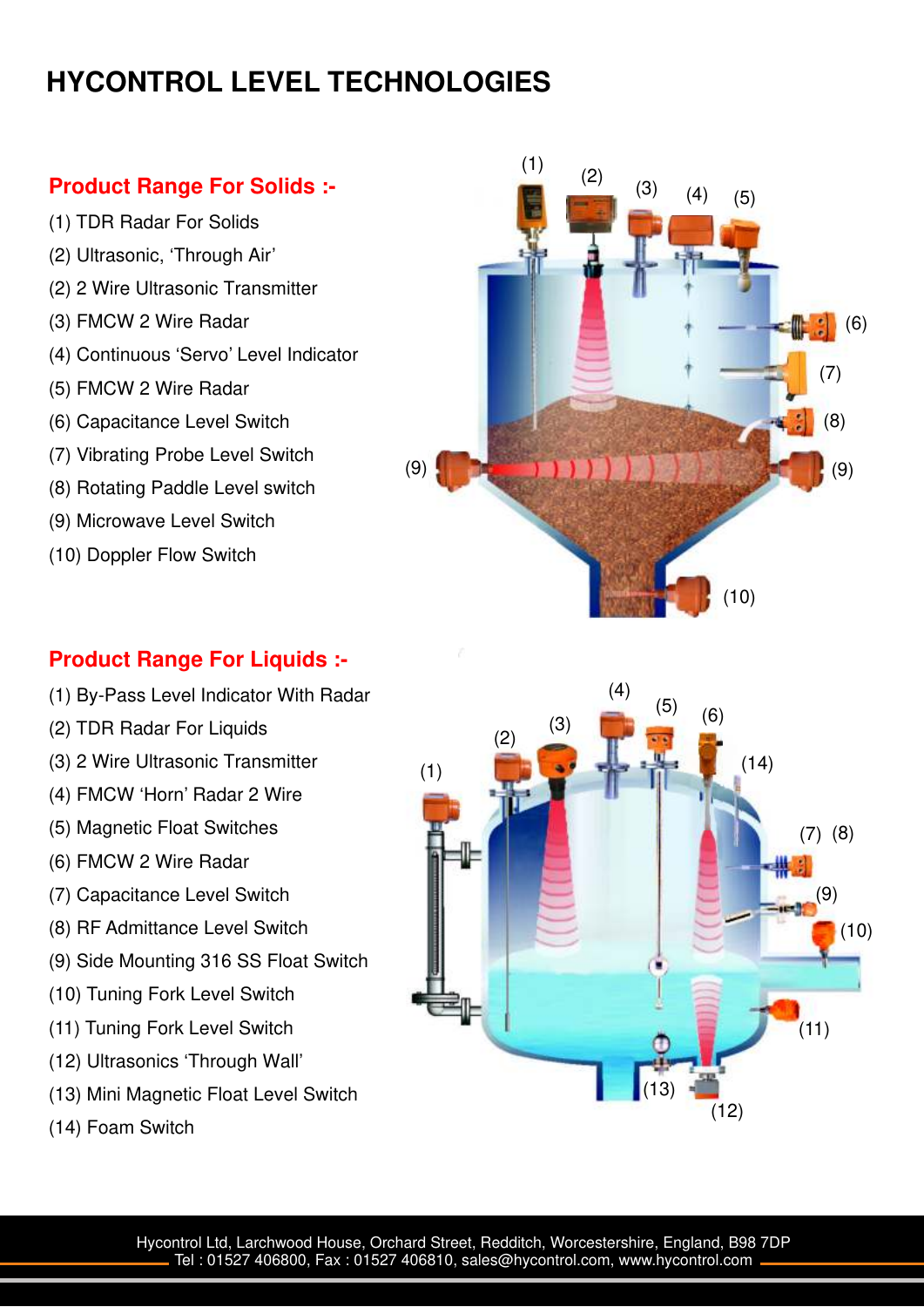# HYCONTROL LEVEL TECHNOLOGIES

## Product Range For Solids :-

(1) TDR Radar For Solids
(2) Ultrasonic, 'Through Air'
(2) 2 Wire Ultrasonic Transmitter
(3) FMCW 2 Wire Radar
(4) Continuous 'Servo' Level Indicator
(5) FMCW 2 Wire Radar
(6) Capacitance Level Switch
(7) Vibrating Probe Level Switch
(8) Rotating Paddle Level switch
(9) Microwave Level Switch
(10) Doppler Flow Switch

## Product Range For Liquids :-

(1) By-Pass Level Indicator With Radar
(2) TDR Radar For Liquids
(3) 2 Wire Ultrasonic Transmitter
(4) FMCW 'Horn' Radar 2 Wire
(5) Magnetic Float Switches
(6) FMCW 2 Wire Radar
(7) Capacitance Level Switch
(8) RF Admittance Level Switch
(9) Side Mounting 316 SS Float Switch
(10) Tuning Fork Level Switch
(11) Tuning Fork Level Switch
(12) Ultrasonics 'Through Wall'
(13) Mini Magnetic Float Level Switch
(14) Foam Switch

Hycontrol Ltd, Larchwood House, Orchard Street, Redditch, Worcestershire, England, B98 7DP
Tel : 01527 406800, Fax : 01527 406810, sales@hycontrol.com, www.hycontrol.com